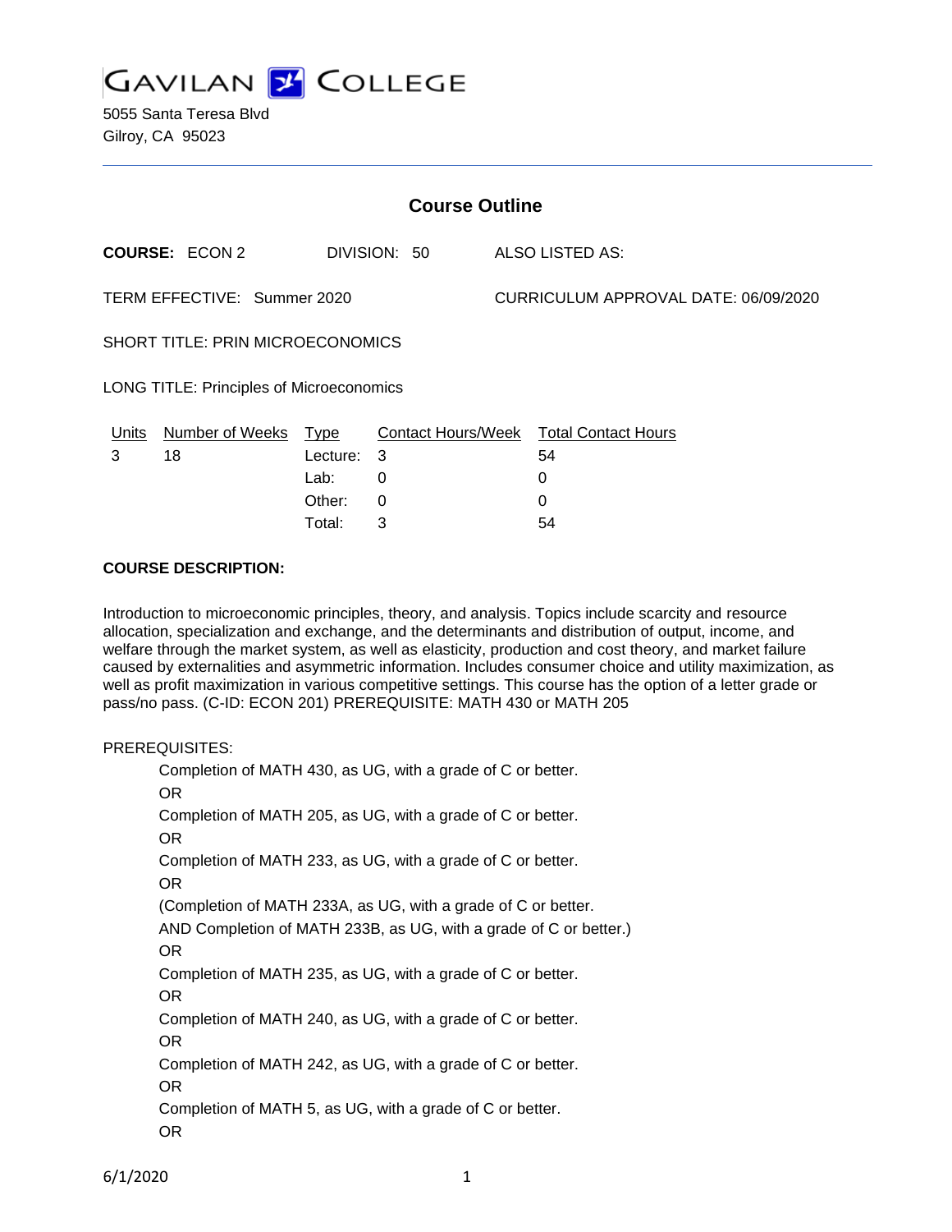# GAVILAN COLLEGE

5055 Santa Teresa Blvd
Gilroy, CA 95023

## Course Outline

**COURSE:** ECON 2 DIVISION: 50 ALSO LISTED AS:

TERM EFFECTIVE: Summer 2020 CURRICULUM APPROVAL DATE: 06/09/2020

SHORT TITLE: PRIN MICROECONOMICS

LONG TITLE: Principles of Microeconomics

| Units | Number of Weeks | Type | Contact Hours/Week | Total Contact Hours |
|---|---|---|---|---|
| 3 | 18 | Lecture: | 3 | 54 |
| | | Lab: | 0 | 0 |
| | | Other: | 0 | 0 |
| | | Total: | 3 | 54 |

**COURSE DESCRIPTION:**

Introduction to microeconomic principles, theory, and analysis. Topics include scarcity and resource allocation, specialization and exchange, and the determinants and distribution of output, income, and welfare through the market system, as well as elasticity, production and cost theory, and market failure caused by externalities and asymmetric information. Includes consumer choice and utility maximization, as well as profit maximization in various competitive settings. This course has the option of a letter grade or pass/no pass. (C-ID: ECON 201) PREREQUISITE: MATH 430 or MATH 205

PREREQUISITES:

Completion of MATH 430, as UG, with a grade of C or better.
OR
Completion of MATH 205, as UG, with a grade of C or better.
OR
Completion of MATH 233, as UG, with a grade of C or better.
OR
(Completion of MATH 233A, as UG, with a grade of C or better.
AND Completion of MATH 233B, as UG, with a grade of C or better.)
OR
Completion of MATH 235, as UG, with a grade of C or better.
OR
Completion of MATH 240, as UG, with a grade of C or better.
OR
Completion of MATH 242, as UG, with a grade of C or better.
OR
Completion of MATH 5, as UG, with a grade of C or better.
OR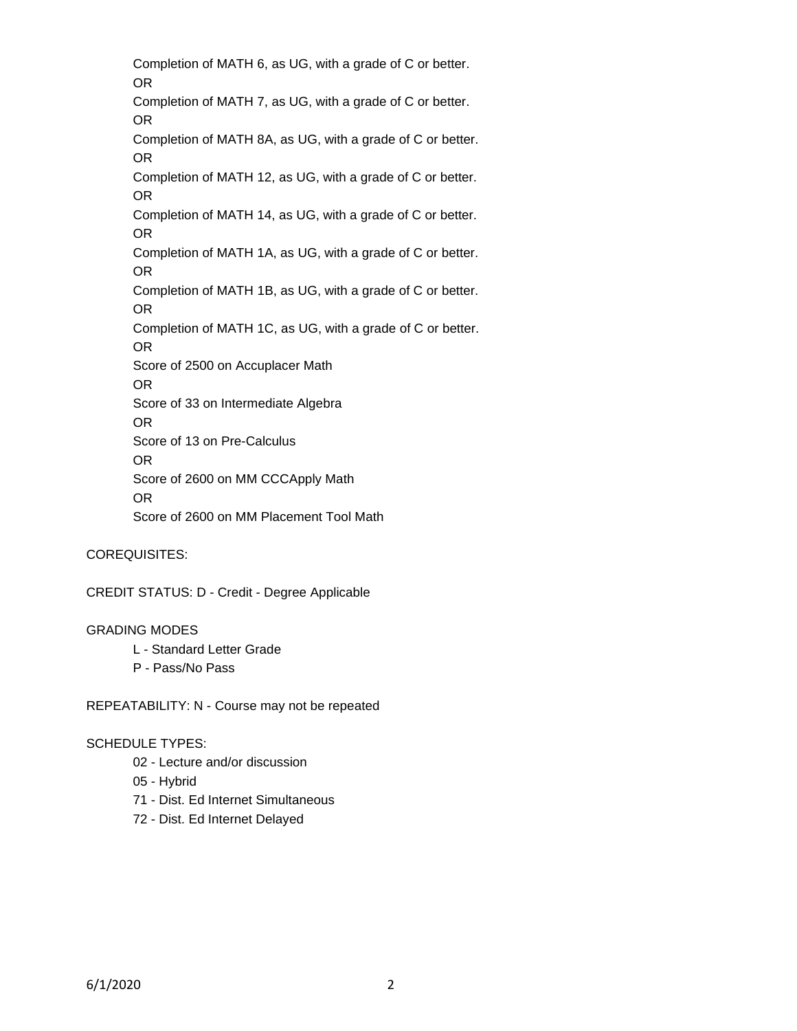Completion of MATH 6, as UG, with a grade of C or better.
OR
Completion of MATH 7, as UG, with a grade of C or better.
OR
Completion of MATH 8A, as UG, with a grade of C or better.
OR
Completion of MATH 12, as UG, with a grade of C or better.
OR
Completion of MATH 14, as UG, with a grade of C or better.
OR
Completion of MATH 1A, as UG, with a grade of C or better.
OR
Completion of MATH 1B, as UG, with a grade of C or better.
OR
Completion of MATH 1C, as UG, with a grade of C or better.
OR
Score of 2500 on Accuplacer Math
OR
Score of 33 on Intermediate Algebra
OR
Score of 13 on Pre-Calculus
OR
Score of 2600 on MM CCCApply Math
OR
Score of 2600 on MM Placement Tool Math

COREQUISITES:

CREDIT STATUS: D - Credit - Degree Applicable

GRADING MODES

- L - Standard Letter Grade
- P - Pass/No Pass

REPEATABILITY: N - Course may not be repeated

SCHEDULE TYPES:

- 02 - Lecture and/or discussion
- 05 - Hybrid
- 71 - Dist. Ed Internet Simultaneous
- 72 - Dist. Ed Internet Delayed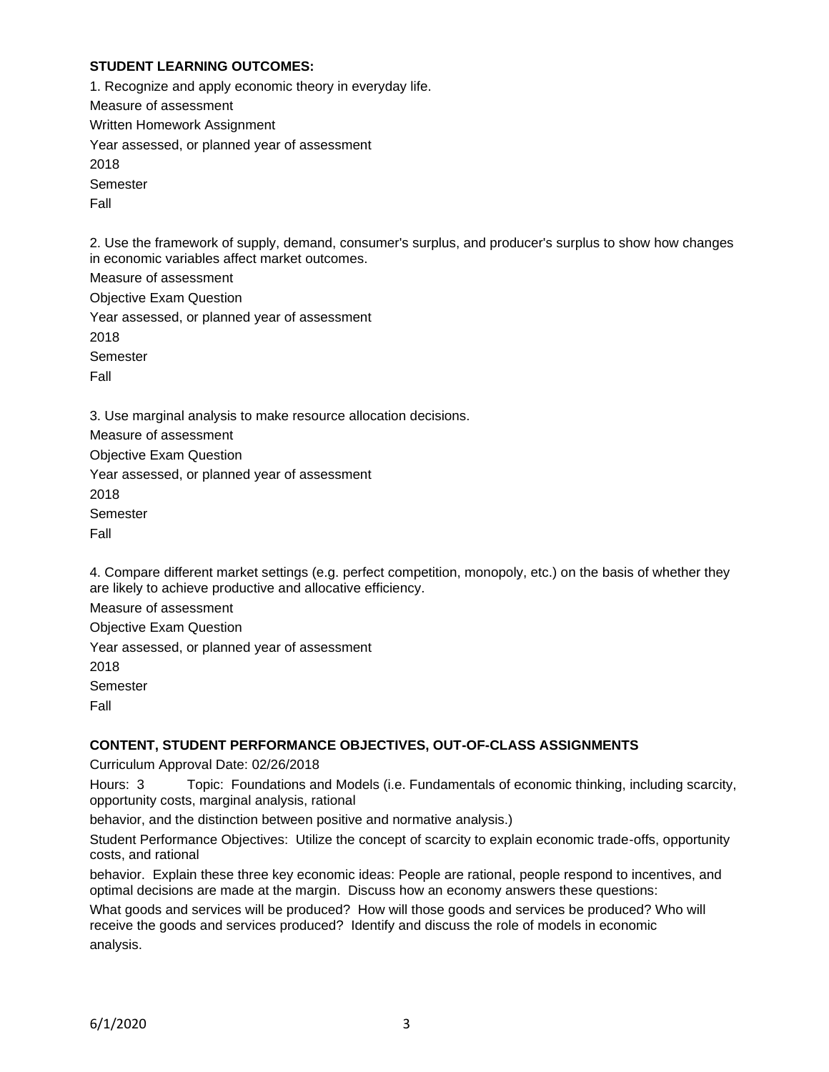**STUDENT LEARNING OUTCOMES:**

1. Recognize and apply economic theory in everyday life.

Measure of assessment

Written Homework Assignment

Year assessed, or planned year of assessment

2018

Semester

Fall

2. Use the framework of supply, demand, consumer's surplus, and producer's surplus to show how changes in economic variables affect market outcomes.

Measure of assessment

Objective Exam Question

Year assessed, or planned year of assessment

2018

Semester

Fall

3. Use marginal analysis to make resource allocation decisions.

Measure of assessment

Objective Exam Question

Year assessed, or planned year of assessment

2018

Semester

Fall

4. Compare different market settings (e.g. perfect competition, monopoly, etc.) on the basis of whether they are likely to achieve productive and allocative efficiency.

Measure of assessment

Objective Exam Question

Year assessed, or planned year of assessment

2018

Semester

Fall

**CONTENT, STUDENT PERFORMANCE OBJECTIVES, OUT-OF-CLASS ASSIGNMENTS**

Curriculum Approval Date: 02/26/2018

Hours: 3 Topic: Foundations and Models (i.e. Fundamentals of economic thinking, including scarcity, opportunity costs, marginal analysis, rational

behavior, and the distinction between positive and normative analysis.)

Student Performance Objectives: Utilize the concept of scarcity to explain economic trade-offs, opportunity costs, and rational

behavior. Explain these three key economic ideas: People are rational, people respond to incentives, and optimal decisions are made at the margin. Discuss how an economy answers these questions:

What goods and services will be produced? How will those goods and services be produced? Who will receive the goods and services produced? Identify and discuss the role of models in economic analysis.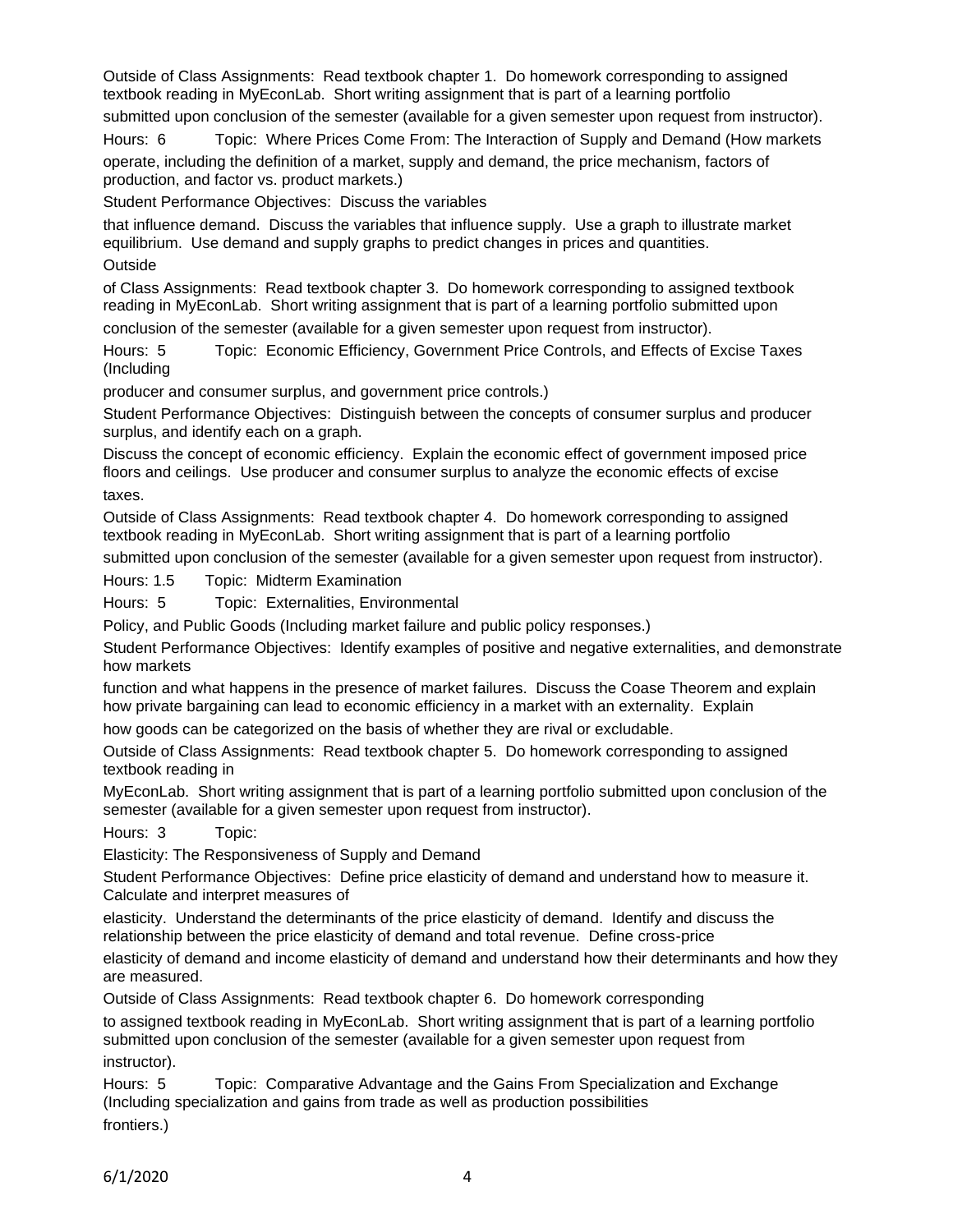Outside of Class Assignments: Read textbook chapter 1. Do homework corresponding to assigned textbook reading in MyEconLab. Short writing assignment that is part of a learning portfolio submitted upon conclusion of the semester (available for a given semester upon request from instructor).

Hours: 6 Topic: Where Prices Come From: The Interaction of Supply and Demand (How markets operate, including the definition of a market, supply and demand, the price mechanism, factors of production, and factor vs. product markets.)

Student Performance Objectives: Discuss the variables that influence demand. Discuss the variables that influence supply. Use a graph to illustrate market equilibrium. Use demand and supply graphs to predict changes in prices and quantities.

Outside of Class Assignments: Read textbook chapter 3. Do homework corresponding to assigned textbook reading in MyEconLab. Short writing assignment that is part of a learning portfolio submitted upon conclusion of the semester (available for a given semester upon request from instructor).

Hours: 5 Topic: Economic Efficiency, Government Price Controls, and Effects of Excise Taxes (Including producer and consumer surplus, and government price controls.)

Student Performance Objectives: Distinguish between the concepts of consumer surplus and producer surplus, and identify each on a graph.

Discuss the concept of economic efficiency. Explain the economic effect of government imposed price floors and ceilings. Use producer and consumer surplus to analyze the economic effects of excise taxes.

Outside of Class Assignments: Read textbook chapter 4. Do homework corresponding to assigned textbook reading in MyEconLab. Short writing assignment that is part of a learning portfolio submitted upon conclusion of the semester (available for a given semester upon request from instructor).

Hours: 1.5 Topic: Midterm Examination

Hours: 5 Topic: Externalities, Environmental Policy, and Public Goods (Including market failure and public policy responses.)

Student Performance Objectives: Identify examples of positive and negative externalities, and demonstrate how markets function and what happens in the presence of market failures. Discuss the Coase Theorem and explain how private bargaining can lead to economic efficiency in a market with an externality. Explain how goods can be categorized on the basis of whether they are rival or excludable.

Outside of Class Assignments: Read textbook chapter 5. Do homework corresponding to assigned textbook reading in MyEconLab. Short writing assignment that is part of a learning portfolio submitted upon conclusion of the semester (available for a given semester upon request from instructor).

Hours: 3 Topic: Elasticity: The Responsiveness of Supply and Demand

Student Performance Objectives: Define price elasticity of demand and understand how to measure it. Calculate and interpret measures of elasticity. Understand the determinants of the price elasticity of demand. Identify and discuss the relationship between the price elasticity of demand and total revenue. Define cross-price elasticity of demand and income elasticity of demand and understand how their determinants and how they are measured.

Outside of Class Assignments: Read textbook chapter 6. Do homework corresponding to assigned textbook reading in MyEconLab. Short writing assignment that is part of a learning portfolio submitted upon conclusion of the semester (available for a given semester upon request from instructor).

Hours: 5 Topic: Comparative Advantage and the Gains From Specialization and Exchange (Including specialization and gains from trade as well as production possibilities frontiers.)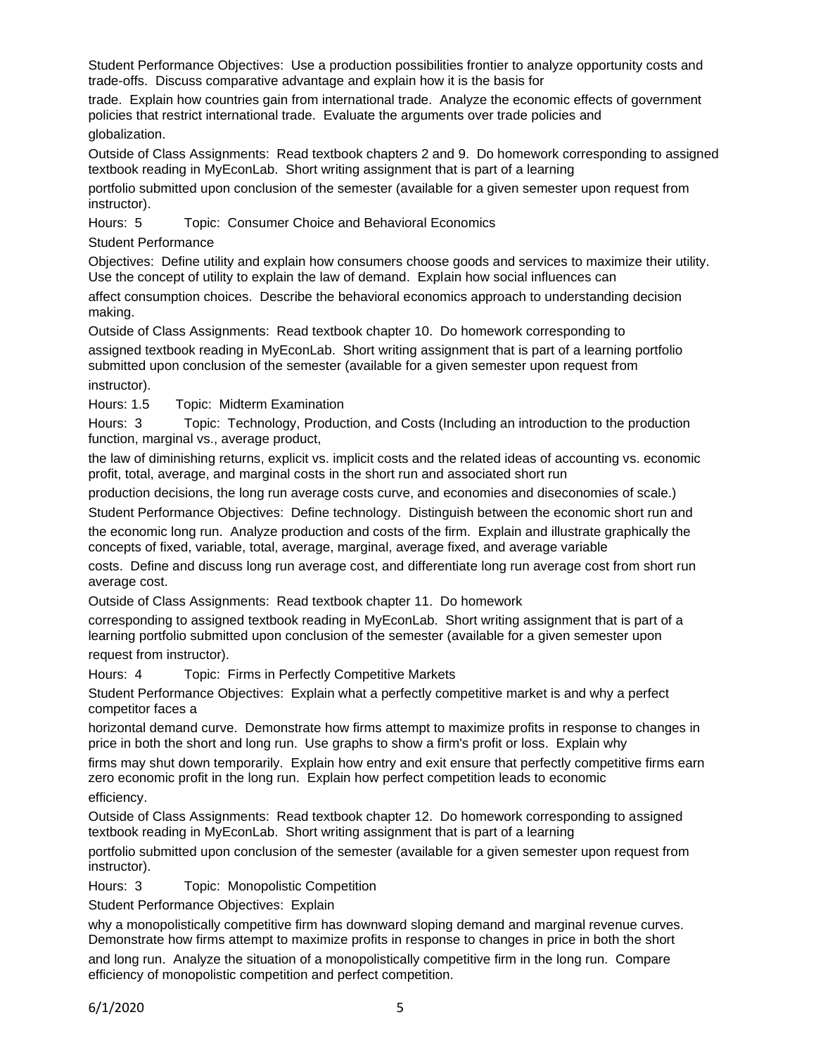Student Performance Objectives: Use a production possibilities frontier to analyze opportunity costs and trade-offs. Discuss comparative advantage and explain how it is the basis for trade. Explain how countries gain from international trade. Analyze the economic effects of government policies that restrict international trade. Evaluate the arguments over trade policies and globalization.

Outside of Class Assignments: Read textbook chapters 2 and 9. Do homework corresponding to assigned textbook reading in MyEconLab. Short writing assignment that is part of a learning portfolio submitted upon conclusion of the semester (available for a given semester upon request from instructor).

Hours: 5 Topic: Consumer Choice and Behavioral Economics

Student Performance Objectives: Define utility and explain how consumers choose goods and services to maximize their utility. Use the concept of utility to explain the law of demand. Explain how social influences can affect consumption choices. Describe the behavioral economics approach to understanding decision making.

Outside of Class Assignments: Read textbook chapter 10. Do homework corresponding to assigned textbook reading in MyEconLab. Short writing assignment that is part of a learning portfolio submitted upon conclusion of the semester (available for a given semester upon request from instructor).

Hours: 1.5 Topic: Midterm Examination

Hours: 3 Topic: Technology, Production, and Costs (Including an introduction to the production function, marginal vs., average product, the law of diminishing returns, explicit vs. implicit costs and the related ideas of accounting vs. economic profit, total, average, and marginal costs in the short run and associated short run production decisions, the long run average costs curve, and economies and diseconomies of scale.)

Student Performance Objectives: Define technology. Distinguish between the economic short run and the economic long run. Analyze production and costs of the firm. Explain and illustrate graphically the concepts of fixed, variable, total, average, marginal, average fixed, and average variable costs. Define and discuss long run average cost, and differentiate long run average cost from short run average cost.

Outside of Class Assignments: Read textbook chapter 11. Do homework corresponding to assigned textbook reading in MyEconLab. Short writing assignment that is part of a learning portfolio submitted upon conclusion of the semester (available for a given semester upon request from instructor).

Hours: 4 Topic: Firms in Perfectly Competitive Markets

Student Performance Objectives: Explain what a perfectly competitive market is and why a perfect competitor faces a horizontal demand curve. Demonstrate how firms attempt to maximize profits in response to changes in price in both the short and long run. Use graphs to show a firm's profit or loss. Explain why firms may shut down temporarily. Explain how entry and exit ensure that perfectly competitive firms earn zero economic profit in the long run. Explain how perfect competition leads to economic efficiency.

Outside of Class Assignments: Read textbook chapter 12. Do homework corresponding to assigned textbook reading in MyEconLab. Short writing assignment that is part of a learning portfolio submitted upon conclusion of the semester (available for a given semester upon request from instructor).

Hours: 3 Topic: Monopolistic Competition

Student Performance Objectives: Explain why a monopolistically competitive firm has downward sloping demand and marginal revenue curves. Demonstrate how firms attempt to maximize profits in response to changes in price in both the short and long run. Analyze the situation of a monopolistically competitive firm in the long run. Compare efficiency of monopolistic competition and perfect competition.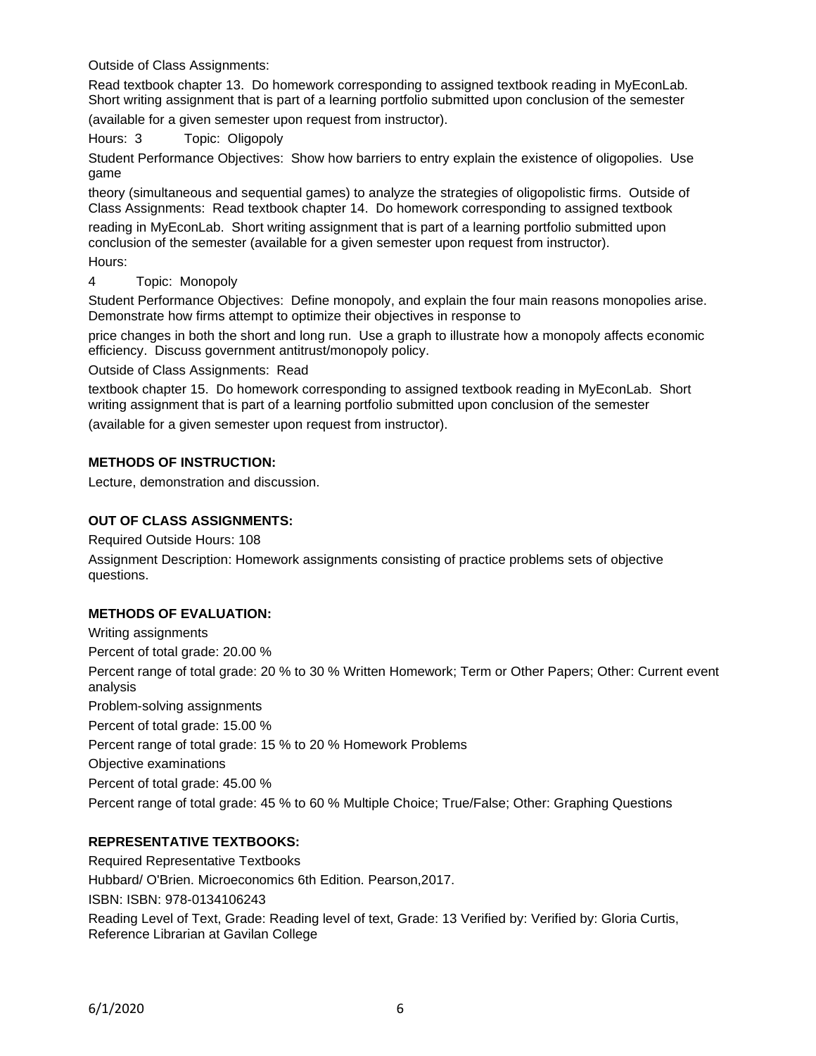Outside of Class Assignments:

Read textbook chapter 13. Do homework corresponding to assigned textbook reading in MyEconLab. Short writing assignment that is part of a learning portfolio submitted upon conclusion of the semester (available for a given semester upon request from instructor).

Hours: 3 Topic: Oligopoly

Student Performance Objectives: Show how barriers to entry explain the existence of oligopolies. Use game theory (simultaneous and sequential games) to analyze the strategies of oligopolistic firms. Outside of Class Assignments: Read textbook chapter 14. Do homework corresponding to assigned textbook reading in MyEconLab. Short writing assignment that is part of a learning portfolio submitted upon conclusion of the semester (available for a given semester upon request from instructor).

Hours:

4 Topic: Monopoly

Student Performance Objectives: Define monopoly, and explain the four main reasons monopolies arise. Demonstrate how firms attempt to optimize their objectives in response to price changes in both the short and long run. Use a graph to illustrate how a monopoly affects economic efficiency. Discuss government antitrust/monopoly policy.

Outside of Class Assignments: Read textbook chapter 15. Do homework corresponding to assigned textbook reading in MyEconLab. Short writing assignment that is part of a learning portfolio submitted upon conclusion of the semester (available for a given semester upon request from instructor).

**METHODS OF INSTRUCTION:**

Lecture, demonstration and discussion.

**OUT OF CLASS ASSIGNMENTS:**

Required Outside Hours: 108

Assignment Description: Homework assignments consisting of practice problems sets of objective questions.

**METHODS OF EVALUATION:**

Writing assignments

Percent of total grade: 20.00 %

Percent range of total grade: 20 % to 30 % Written Homework; Term or Other Papers; Other: Current event analysis

Problem-solving assignments

Percent of total grade: 15.00 %

Percent range of total grade: 15 % to 20 % Homework Problems

Objective examinations

Percent of total grade: 45.00 %

Percent range of total grade: 45 % to 60 % Multiple Choice; True/False; Other: Graphing Questions

**REPRESENTATIVE TEXTBOOKS:**

Required Representative Textbooks

Hubbard/ O'Brien. Microeconomics 6th Edition. Pearson,2017.

ISBN: ISBN: 978-0134106243

Reading Level of Text, Grade: Reading level of text, Grade: 13 Verified by: Verified by: Gloria Curtis, Reference Librarian at Gavilan College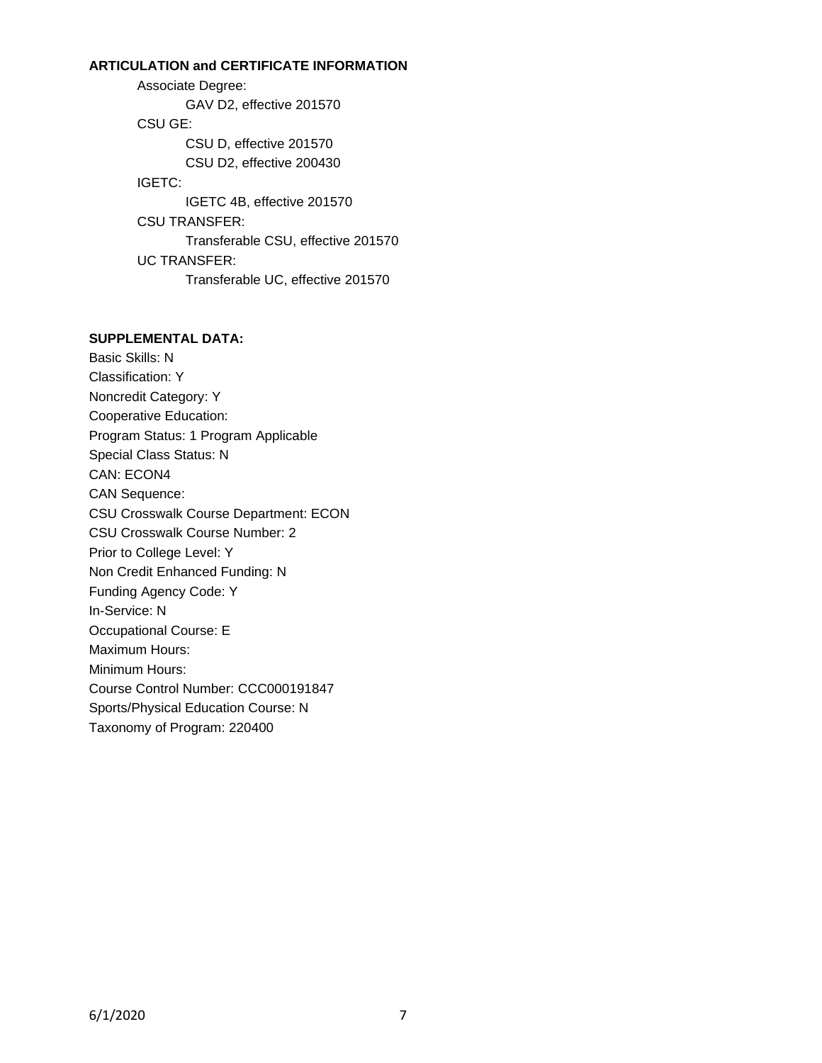**ARTICULATION and CERTIFICATE INFORMATION**

Associate Degree:

GAV D2, effective 201570

CSU GE:

CSU D, effective 201570

CSU D2, effective 200430

IGETC:

IGETC 4B, effective 201570

CSU TRANSFER:

Transferable CSU, effective 201570

UC TRANSFER:

Transferable UC, effective 201570

**SUPPLEMENTAL DATA:**

Basic Skills: N
Classification: Y
Noncredit Category: Y
Cooperative Education:
Program Status: 1 Program Applicable
Special Class Status: N
CAN: ECON4
CAN Sequence:
CSU Crosswalk Course Department: ECON
CSU Crosswalk Course Number: 2
Prior to College Level: Y
Non Credit Enhanced Funding: N
Funding Agency Code: Y
In-Service: N
Occupational Course: E
Maximum Hours:
Minimum Hours:
Course Control Number: CCC000191847
Sports/Physical Education Course: N
Taxonomy of Program: 220400